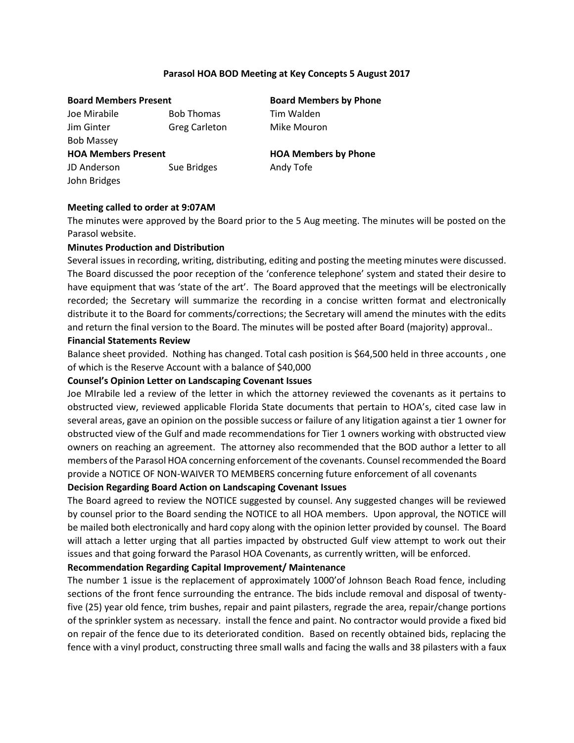**Parasol HOA BOD Meeting at Key Concepts 5 August 2017**

| **Board Members Present** | | **Board Members by Phone** |
|---|---|---|
| Joe Mirabile | Bob Thomas | Tim Walden |
| Jim Ginter | Greg Carleton | Mike Mouron |
| Bob Massey | | |
| **HOA Members Present** | | **HOA Members by Phone** |
| JD Anderson | Sue Bridges | Andy Tofe |
| John Bridges | | |

**Meeting called to order at 9:07AM**

The minutes were approved by the Board prior to the 5 Aug meeting. The minutes will be posted on the Parasol website.

**Minutes Production and Distribution**

Several issues in recording, writing, distributing, editing and posting the meeting minutes were discussed. The Board discussed the poor reception of the 'conference telephone' system and stated their desire to have equipment that was 'state of the art'. The Board approved that the meetings will be electronically recorded; the Secretary will summarize the recording in a concise written format and electronically distribute it to the Board for comments/corrections; the Secretary will amend the minutes with the edits and return the final version to the Board. The minutes will be posted after Board (majority) approval..

**Financial Statements Review**

Balance sheet provided. Nothing has changed. Total cash position is $64,500 held in three accounts , one of which is the Reserve Account with a balance of $40,000

**Counsel's Opinion Letter on Landscaping Covenant Issues**

Joe MIrabile led a review of the letter in which the attorney reviewed the covenants as it pertains to obstructed view, reviewed applicable Florida State documents that pertain to HOA's, cited case law in several areas, gave an opinion on the possible success or failure of any litigation against a tier 1 owner for obstructed view of the Gulf and made recommendations for Tier 1 owners working with obstructed view owners on reaching an agreement. The attorney also recommended that the BOD author a letter to all members of the Parasol HOA concerning enforcement of the covenants. Counsel recommended the Board provide a NOTICE OF NON-WAIVER TO MEMBERS concerning future enforcement of all covenants

**Decision Regarding Board Action on Landscaping Covenant Issues**

The Board agreed to review the NOTICE suggested by counsel. Any suggested changes will be reviewed by counsel prior to the Board sending the NOTICE to all HOA members. Upon approval, the NOTICE will be mailed both electronically and hard copy along with the opinion letter provided by counsel. The Board will attach a letter urging that all parties impacted by obstructed Gulf view attempt to work out their issues and that going forward the Parasol HOA Covenants, as currently written, will be enforced.

**Recommendation Regarding Capital Improvement/ Maintenance**

The number 1 issue is the replacement of approximately 1000'of Johnson Beach Road fence, including sections of the front fence surrounding the entrance. The bids include removal and disposal of twenty-five (25) year old fence, trim bushes, repair and paint pilasters, regrade the area, repair/change portions of the sprinkler system as necessary. install the fence and paint. No contractor would provide a fixed bid on repair of the fence due to its deteriorated condition. Based on recently obtained bids, replacing the fence with a vinyl product, constructing three small walls and facing the walls and 38 pilasters with a faux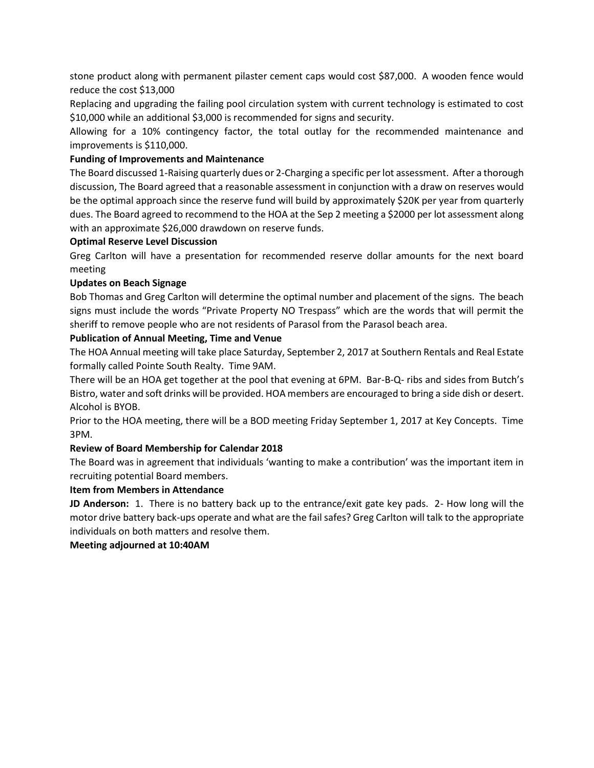stone product along with permanent pilaster cement caps would cost $87,000. A wooden fence would reduce the cost $13,000

Replacing and upgrading the failing pool circulation system with current technology is estimated to cost $10,000 while an additional $3,000 is recommended for signs and security.

Allowing for a 10% contingency factor, the total outlay for the recommended maintenance and improvements is $110,000.

**Funding of Improvements and Maintenance**

The Board discussed 1-Raising quarterly dues or 2-Charging a specific per lot assessment. After a thorough discussion, The Board agreed that a reasonable assessment in conjunction with a draw on reserves would be the optimal approach since the reserve fund will build by approximately $20K per year from quarterly dues. The Board agreed to recommend to the HOA at the Sep 2 meeting a $2000 per lot assessment along with an approximate $26,000 drawdown on reserve funds.

**Optimal Reserve Level Discussion**

Greg Carlton will have a presentation for recommended reserve dollar amounts for the next board meeting

**Updates on Beach Signage**

Bob Thomas and Greg Carlton will determine the optimal number and placement of the signs. The beach signs must include the words "Private Property NO Trespass" which are the words that will permit the sheriff to remove people who are not residents of Parasol from the Parasol beach area.

**Publication of Annual Meeting, Time and Venue**

The HOA Annual meeting will take place Saturday, September 2, 2017 at Southern Rentals and Real Estate formally called Pointe South Realty. Time 9AM.

There will be an HOA get together at the pool that evening at 6PM. Bar-B-Q- ribs and sides from Butch's Bistro, water and soft drinks will be provided. HOA members are encouraged to bring a side dish or desert. Alcohol is BYOB.

Prior to the HOA meeting, there will be a BOD meeting Friday September 1, 2017 at Key Concepts. Time 3PM.

**Review of Board Membership for Calendar 2018**

The Board was in agreement that individuals 'wanting to make a contribution' was the important item in recruiting potential Board members.

**Item from Members in Attendance**

**JD Anderson:** 1. There is no battery back up to the entrance/exit gate key pads. 2- How long will the motor drive battery back-ups operate and what are the fail safes? Greg Carlton will talk to the appropriate individuals on both matters and resolve them.

**Meeting adjourned at 10:40AM**